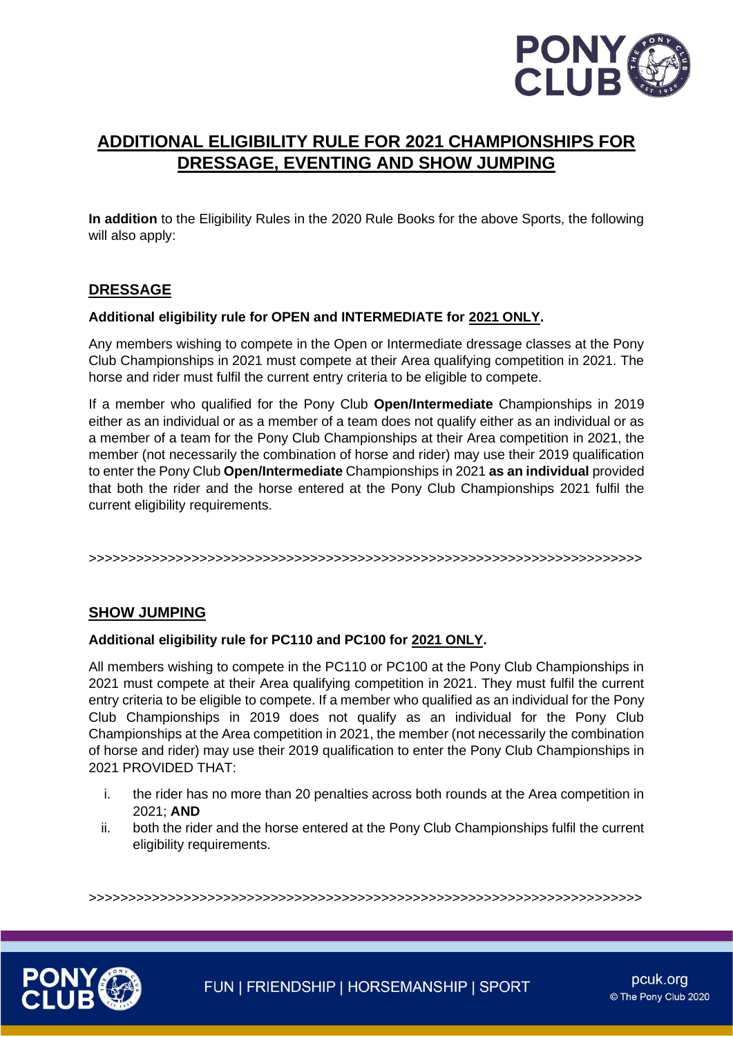# ADDITIONAL ELIGIBILITY RULE FOR 2021 CHAMPIONSHIPS FOR DRESSAGE, EVENTING AND SHOW JUMPING

**In addition** to the Eligibility Rules in the 2020 Rule Books for the above Sports, the following will also apply:

## DRESSAGE

**Additional eligibility rule for OPEN and INTERMEDIATE for 2021 ONLY.**

Any members wishing to compete in the Open or Intermediate dressage classes at the Pony Club Championships in 2021 must compete at their Area qualifying competition in 2021. The horse and rider must fulfil the current entry criteria to be eligible to compete.

If a member who qualified for the Pony Club **Open/Intermediate** Championships in 2019 either as an individual or as a member of a team does not qualify either as an individual or as a member of a team for the Pony Club Championships at their Area competition in 2021, the member (not necessarily the combination of horse and rider) may use their 2019 qualification to enter the Pony Club **Open/Intermediate** Championships in 2021 **as an individual** provided that both the rider and the horse entered at the Pony Club Championships 2021 fulfil the current eligibility requirements.

>>>>>>>>>>>>>>>>>>>>>>>>>>>>>>>>>>>>>>>>>>>>>>>>>>>>>>>>>>>>>>>>>>>>>>>>>>

## SHOW JUMPING

**Additional eligibility rule for PC110 and PC100 for 2021 ONLY.**

All members wishing to compete in the PC110 or PC100 at the Pony Club Championships in 2021 must compete at their Area qualifying competition in 2021. They must fulfil the current entry criteria to be eligible to compete. If a member who qualified as an individual for the Pony Club Championships in 2019 does not qualify as an individual for the Pony Club Championships at the Area competition in 2021, the member (not necessarily the combination of horse and rider) may use their 2019 qualification to enter the Pony Club Championships in 2021 PROVIDED THAT:

i. the rider has no more than 20 penalties across both rounds at the Area competition in 2021; **AND**
ii. both the rider and the horse entered at the Pony Club Championships fulfil the current eligibility requirements.

>>>>>>>>>>>>>>>>>>>>>>>>>>>>>>>>>>>>>>>>>>>>>>>>>>>>>>>>>>>>>>>>>>>>>>>>>>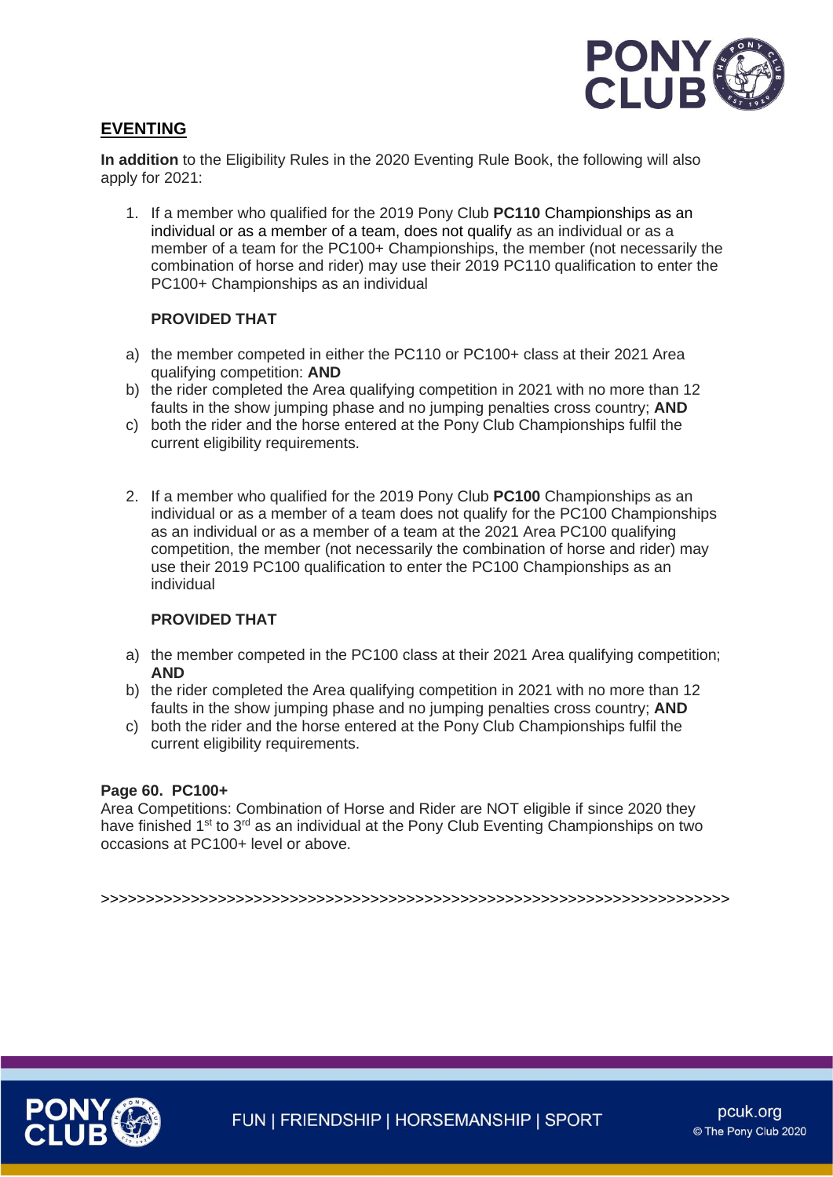## EVENTING

**In addition** to the Eligibility Rules in the 2020 Eventing Rule Book, the following will also apply for 2021:

1. If a member who qualified for the 2019 Pony Club **PC110** Championships as an individual or as a member of a team, does not qualify as an individual or as a member of a team for the PC100+ Championships, the member (not necessarily the combination of horse and rider) may use their 2019 PC110 qualification to enter the PC100+ Championships as an individual

   **PROVIDED THAT**

a) the member competed in either the PC110 or PC100+ class at their 2021 Area qualifying competition: **AND**
b) the rider completed the Area qualifying competition in 2021 with no more than 12 faults in the show jumping phase and no jumping penalties cross country; **AND**
c) both the rider and the horse entered at the Pony Club Championships fulfil the current eligibility requirements.

2. If a member who qualified for the 2019 Pony Club **PC100** Championships as an individual or as a member of a team does not qualify for the PC100 Championships as an individual or as a member of a team at the 2021 Area PC100 qualifying competition, the member (not necessarily the combination of horse and rider) may use their 2019 PC100 qualification to enter the PC100 Championships as an individual

   **PROVIDED THAT**

a) the member competed in the PC100 class at their 2021 Area qualifying competition; **AND**
b) the rider completed the Area qualifying competition in 2021 with no more than 12 faults in the show jumping phase and no jumping penalties cross country; **AND**
c) both the rider and the horse entered at the Pony Club Championships fulfil the current eligibility requirements.

**Page 60. PC100+**
Area Competitions: Combination of Horse and Rider are NOT eligible if since 2020 they have finished 1st to 3rd as an individual at the Pony Club Eventing Championships on two occasions at PC100+ level or above.

>>>>>>>>>>>>>>>>>>>>>>>>>>>>>>>>>>>>>>>>>>>>>>>>>>>>>>>>>>>>>>>>>>>>>>>>